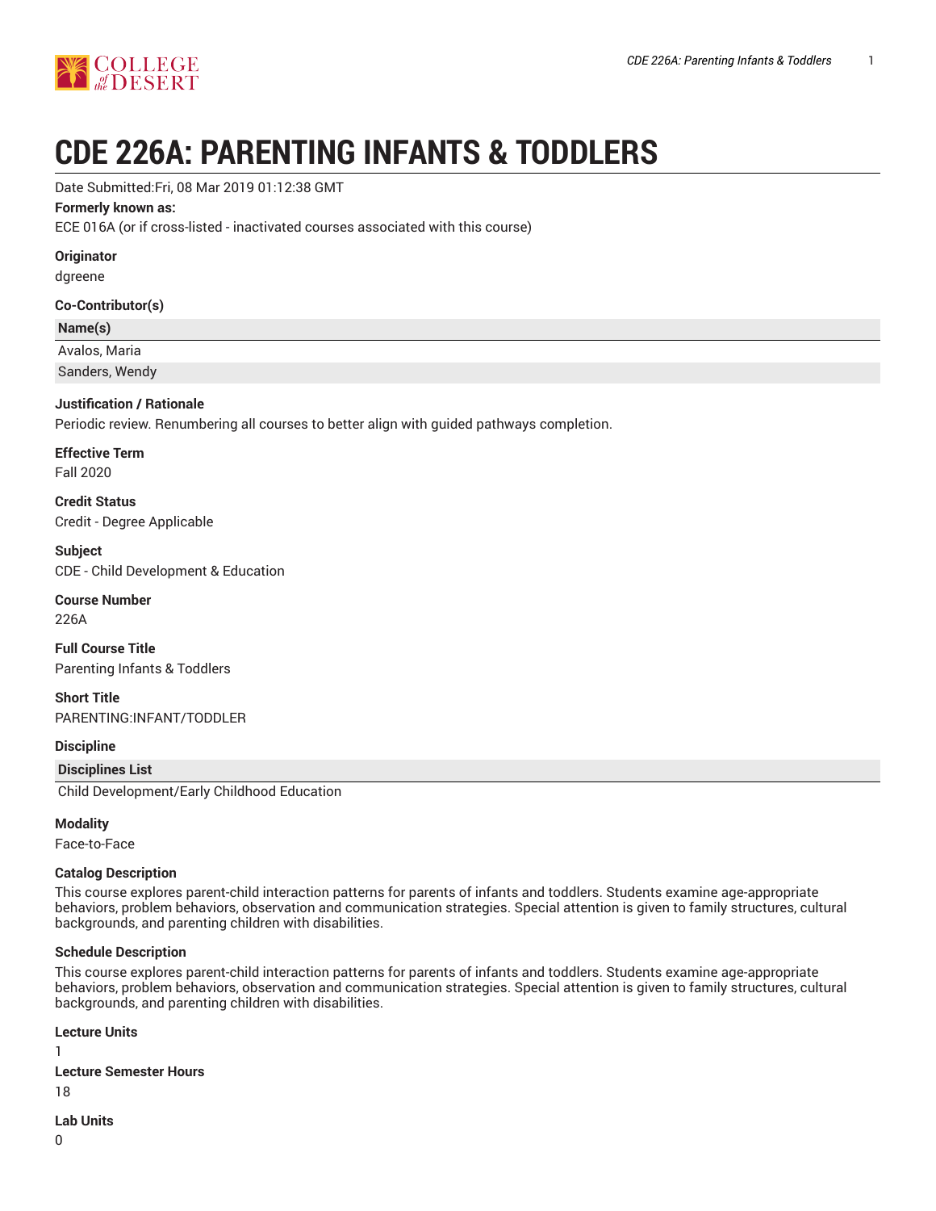# CDE 226A: PARENTING INFANTS & TODDLERS

Date Submitted:Fri, 08 Mar 2019 01:12:38 GMT

**Formerly known as:**

ECE 016A (or if cross-listed - inactivated courses associated with this course)

**Originator**

dgreene

**Co-Contributor(s)**

| Name(s) |
| --- |
| Avalos, Maria |
| Sanders, Wendy |

**Justification / Rationale**

Periodic review. Renumbering all courses to better align with guided pathways completion.

**Effective Term**

Fall 2020

**Credit Status**

Credit - Degree Applicable

**Subject**

CDE - Child Development & Education

**Course Number**

226A

**Full Course Title**

Parenting Infants & Toddlers

**Short Title**

PARENTING:INFANT/TODDLER

**Discipline**

| Disciplines List |
| --- |
| Child Development/Early Childhood Education |

**Modality**

Face-to-Face

**Catalog Description**

This course explores parent-child interaction patterns for parents of infants and toddlers. Students examine age-appropriate behaviors, problem behaviors, observation and communication strategies. Special attention is given to family structures, cultural backgrounds, and parenting children with disabilities.

**Schedule Description**

This course explores parent-child interaction patterns for parents of infants and toddlers. Students examine age-appropriate behaviors, problem behaviors, observation and communication strategies. Special attention is given to family structures, cultural backgrounds, and parenting children with disabilities.

**Lecture Units**

1

**Lecture Semester Hours**

18

**Lab Units**

0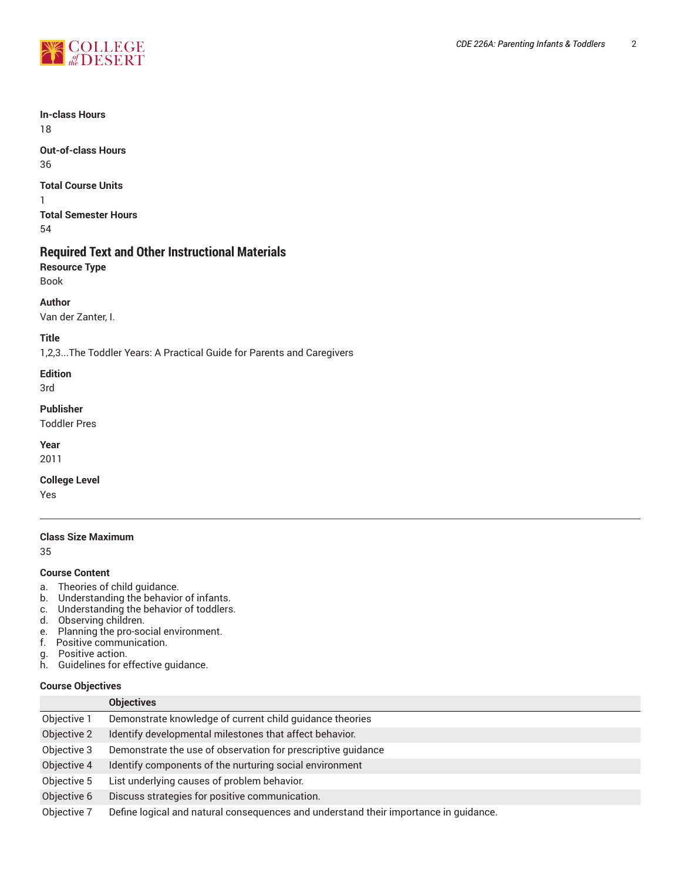**In-class Hours**
18

**Out-of-class Hours**
36

**Total Course Units**
1

**Total Semester Hours**
54

## Required Text and Other Instructional Materials

**Resource Type**
Book

**Author**
Van der Zanter, I.

**Title**
1,2,3...The Toddler Years: A Practical Guide for Parents and Caregivers

**Edition**
3rd

**Publisher**
Toddler Pres

**Year**
2011

**College Level**
Yes

---

**Class Size Maximum**
35

**Course Content**

a. Theories of child guidance.
b. Understanding the behavior of infants.
c. Understanding the behavior of toddlers.
d. Observing children.
e. Planning the pro-social environment.
f. Positive communication.
g. Positive action.
h. Guidelines for effective guidance.

**Course Objectives**

| | Objectives |
|---|---|
| Objective 1 | Demonstrate knowledge of current child guidance theories |
| Objective 2 | Identify developmental milestones that affect behavior. |
| Objective 3 | Demonstrate the use of observation for prescriptive guidance |
| Objective 4 | Identify components of the nurturing social environment |
| Objective 5 | List underlying causes of problem behavior. |
| Objective 6 | Discuss strategies for positive communication. |
| Objective 7 | Define logical and natural consequences and understand their importance in guidance. |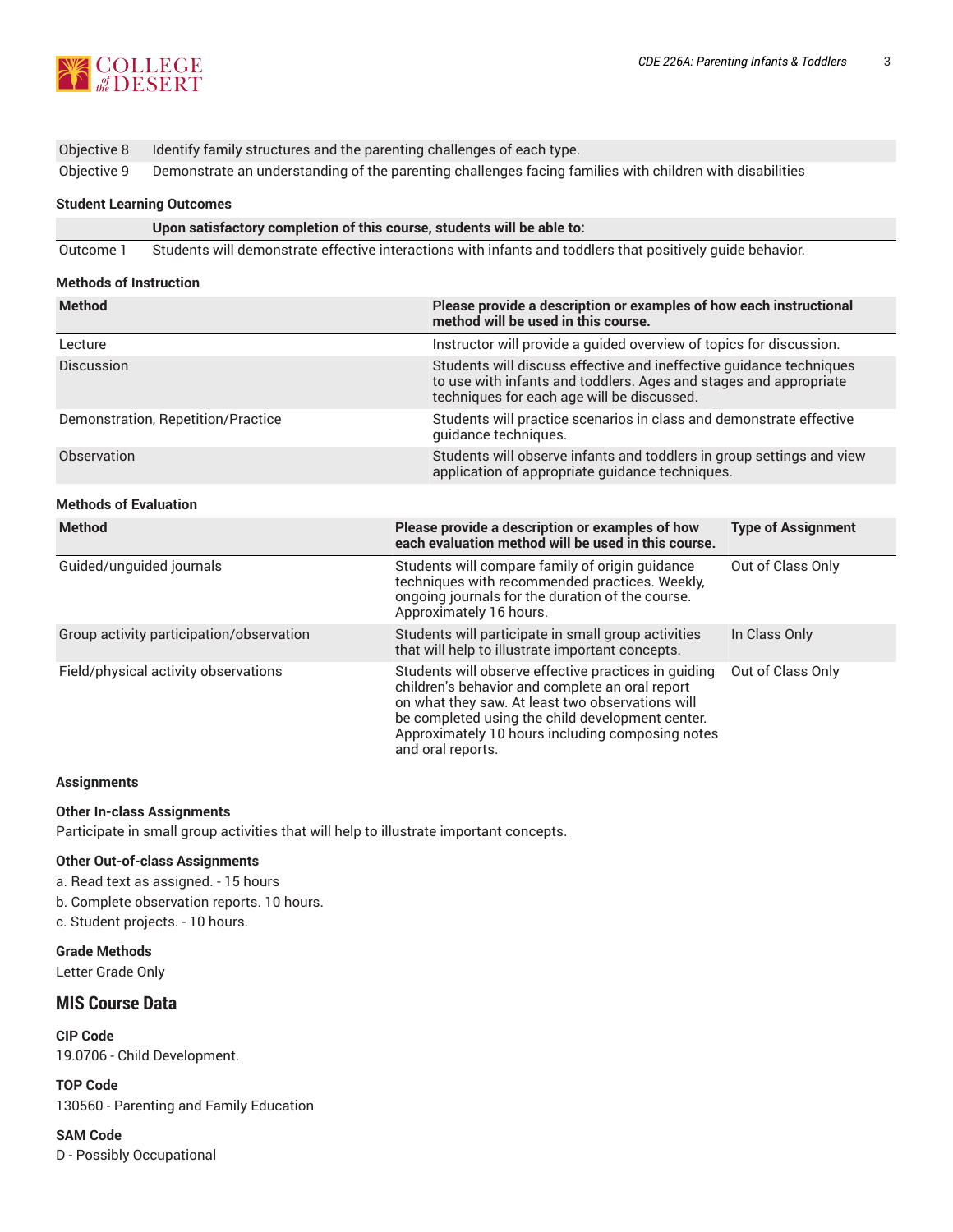| | |
|---|---|
| Objective 8 | Identify family structures and the parenting challenges of each type. |
| Objective 9 | Demonstrate an understanding of the parenting challenges facing families with children with disabilities |

#### Student Learning Outcomes

| | Upon satisfactory completion of this course, students will be able to: |
|---|---|
| Outcome 1 | Students will demonstrate effective interactions with infants and toddlers that positively guide behavior. |

#### Methods of Instruction

| Method | Please provide a description or examples of how each instructional method will be used in this course. |
|---|---|
| Lecture | Instructor will provide a guided overview of topics for discussion. |
| Discussion | Students will discuss effective and ineffective guidance techniques to use with infants and toddlers. Ages and stages and appropriate techniques for each age will be discussed. |
| Demonstration, Repetition/Practice | Students will practice scenarios in class and demonstrate effective guidance techniques. |
| Observation | Students will observe infants and toddlers in group settings and view application of appropriate guidance techniques. |

#### Methods of Evaluation

| Method | Please provide a description or examples of how each evaluation method will be used in this course. | Type of Assignment |
|---|---|---|
| Guided/unguided journals | Students will compare family of origin guidance techniques with recommended practices. Weekly, ongoing journals for the duration of the course. Approximately 16 hours. | Out of Class Only |
| Group activity participation/observation | Students will participate in small group activities that will help to illustrate important concepts. | In Class Only |
| Field/physical activity observations | Students will observe effective practices in guiding children's behavior and complete an oral report on what they saw. At least two observations will be completed using the child development center. Approximately 10 hours including composing notes and oral reports. | Out of Class Only |

#### Assignments

**Other In-class Assignments**

Participate in small group activities that will help to illustrate important concepts.

**Other Out-of-class Assignments**

a. Read text as assigned. - 15 hours

b. Complete observation reports. 10 hours.

c. Student projects. - 10 hours.

**Grade Methods**

Letter Grade Only

## MIS Course Data

**CIP Code**

19.0706 - Child Development.

**TOP Code**

130560 - Parenting and Family Education

**SAM Code**

D - Possibly Occupational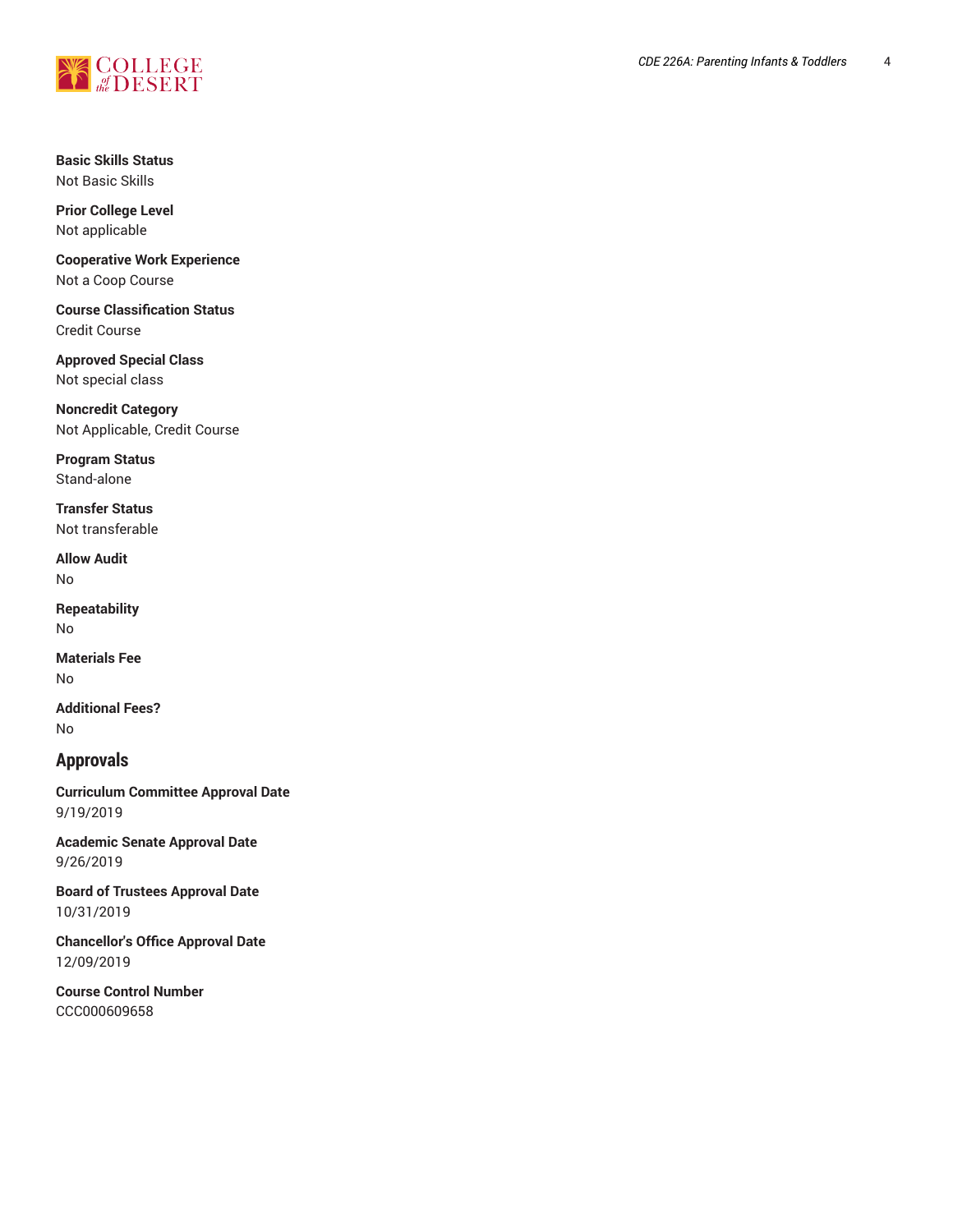**Basic Skills Status**
Not Basic Skills

**Prior College Level**
Not applicable

**Cooperative Work Experience**
Not a Coop Course

**Course Classification Status**
Credit Course

**Approved Special Class**
Not special class

**Noncredit Category**
Not Applicable, Credit Course

**Program Status**
Stand-alone

**Transfer Status**
Not transferable

**Allow Audit**
No

**Repeatability**
No

**Materials Fee**
No

**Additional Fees?**
No

## Approvals

**Curriculum Committee Approval Date**
9/19/2019

**Academic Senate Approval Date**
9/26/2019

**Board of Trustees Approval Date**
10/31/2019

**Chancellor's Office Approval Date**
12/09/2019

**Course Control Number**
CCC000609658